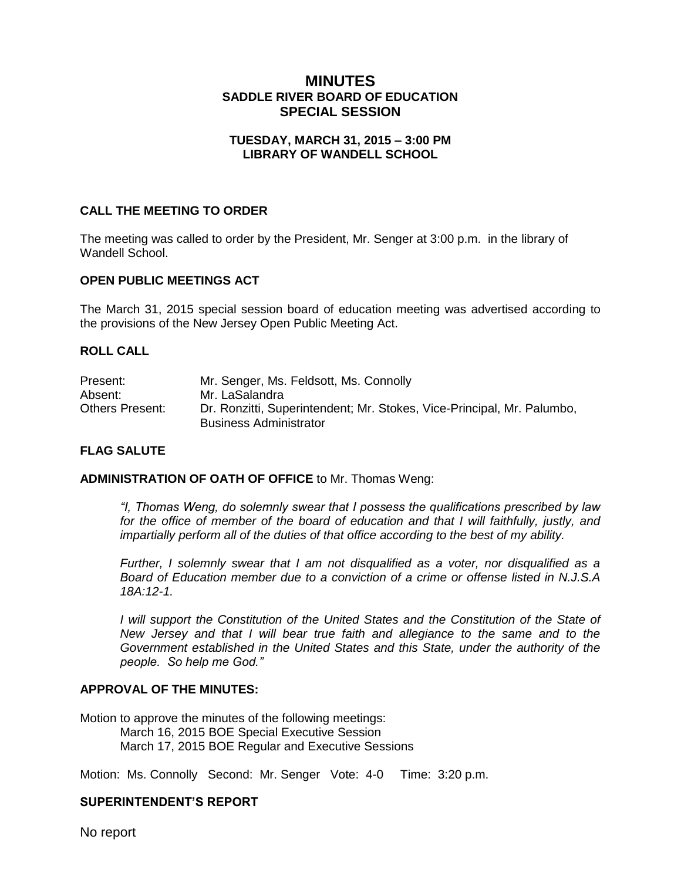# MINUTES
## SADDLE RIVER BOARD OF EDUCATION
## SPECIAL SESSION

**TUESDAY, MARCH 31, 2015 – 3:00 PM**
**LIBRARY OF WANDELL SCHOOL**

### CALL THE MEETING TO ORDER

The meeting was called to order by the President, Mr. Senger at 3:00 p.m. in the library of Wandell School.

### OPEN PUBLIC MEETINGS ACT

The March 31, 2015 special session board of education meeting was advertised according to the provisions of the New Jersey Open Public Meeting Act.

### ROLL CALL

| | |
|---|---|
| Present: | Mr. Senger, Ms. Feldsott, Ms. Connolly |
| Absent: | Mr. LaSalandra |
| Others Present: | Dr. Ronzitti, Superintendent; Mr. Stokes, Vice-Principal, Mr. Palumbo, Business Administrator |

### FLAG SALUTE

**ADMINISTRATION OF OATH OF OFFICE** to Mr. Thomas Weng:

> *"I, Thomas Weng, do solemnly swear that I possess the qualifications prescribed by law for the office of member of the board of education and that I will faithfully, justly, and impartially perform all of the duties of that office according to the best of my ability.*
>
> *Further, I solemnly swear that I am not disqualified as a voter, nor disqualified as a Board of Education member due to a conviction of a crime or offense listed in N.J.S.A 18A:12-1.*
>
> *I will support the Constitution of the United States and the Constitution of the State of New Jersey and that I will bear true faith and allegiance to the same and to the Government established in the United States and this State, under the authority of the people. So help me God."*

### APPROVAL OF THE MINUTES:

Motion to approve the minutes of the following meetings:
- March 16, 2015 BOE Special Executive Session
- March 17, 2015 BOE Regular and Executive Sessions

Motion: Ms. Connolly Second: Mr. Senger Vote: 4-0 Time: 3:20 p.m.

### SUPERINTENDENT'S REPORT

No report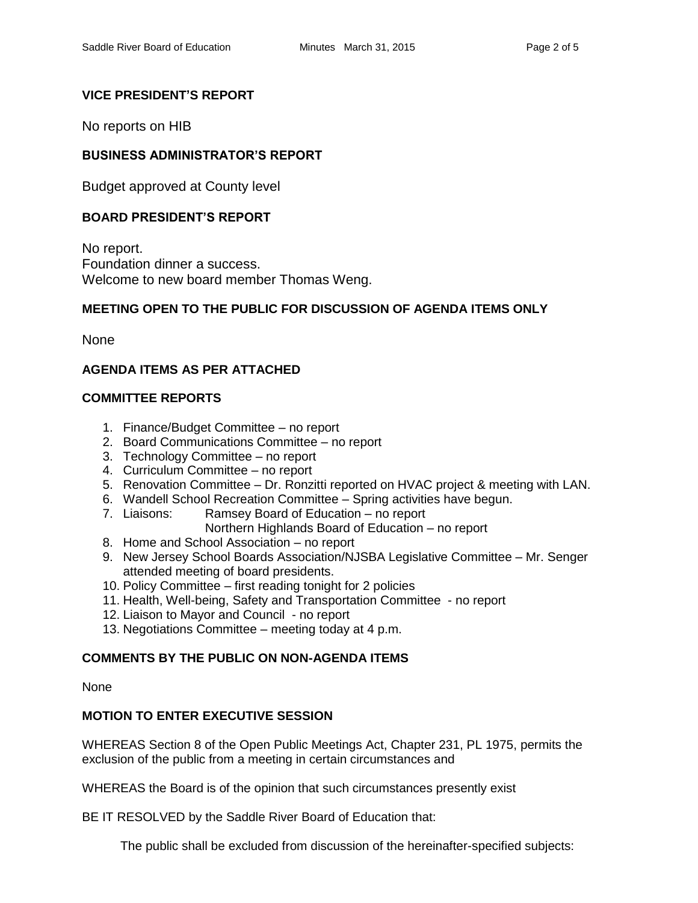## VICE PRESIDENT'S REPORT

No reports on HIB

## BUSINESS ADMINISTRATOR'S REPORT

Budget approved at County level

## BOARD PRESIDENT'S REPORT

No report.
Foundation dinner a success.
Welcome to new board member Thomas Weng.

## MEETING OPEN TO THE PUBLIC FOR DISCUSSION OF AGENDA ITEMS ONLY

None

## AGENDA ITEMS AS PER ATTACHED

## COMMITTEE REPORTS

1. Finance/Budget Committee – no report
2. Board Communications Committee – no report
3. Technology Committee – no report
4. Curriculum Committee – no report
5. Renovation Committee – Dr. Ronzitti reported on HVAC project & meeting with LAN.
6. Wandell School Recreation Committee – Spring activities have begun.
7. Liaisons: Ramsey Board of Education – no report
   Northern Highlands Board of Education – no report
8. Home and School Association – no report
9. New Jersey School Boards Association/NJSBA Legislative Committee – Mr. Senger attended meeting of board presidents.
10. Policy Committee – first reading tonight for 2 policies
11. Health, Well-being, Safety and Transportation Committee - no report
12. Liaison to Mayor and Council - no report
13. Negotiations Committee – meeting today at 4 p.m.

## COMMENTS BY THE PUBLIC ON NON-AGENDA ITEMS

None

## MOTION TO ENTER EXECUTIVE SESSION

WHEREAS Section 8 of the Open Public Meetings Act, Chapter 231, PL 1975, permits the exclusion of the public from a meeting in certain circumstances and

WHEREAS the Board is of the opinion that such circumstances presently exist

BE IT RESOLVED by the Saddle River Board of Education that:

The public shall be excluded from discussion of the hereinafter-specified subjects: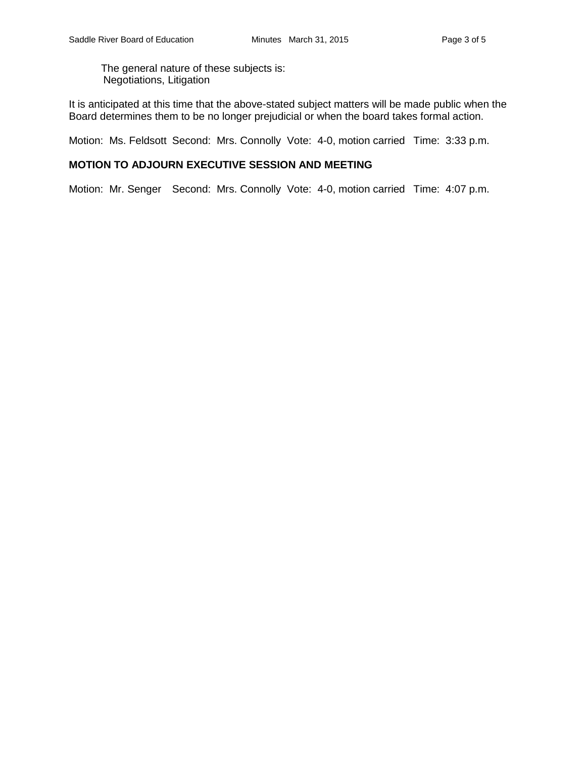The general nature of these subjects is:
Negotiations, Litigation

It is anticipated at this time that the above-stated subject matters will be made public when the Board determines them to be no longer prejudicial or when the board takes formal action.

Motion: Ms. Feldsott Second: Mrs. Connolly Vote: 4-0, motion carried Time: 3:33 p.m.

**MOTION TO ADJOURN EXECUTIVE SESSION AND MEETING**

Motion: Mr. Senger Second: Mrs. Connolly Vote: 4-0, motion carried Time: 4:07 p.m.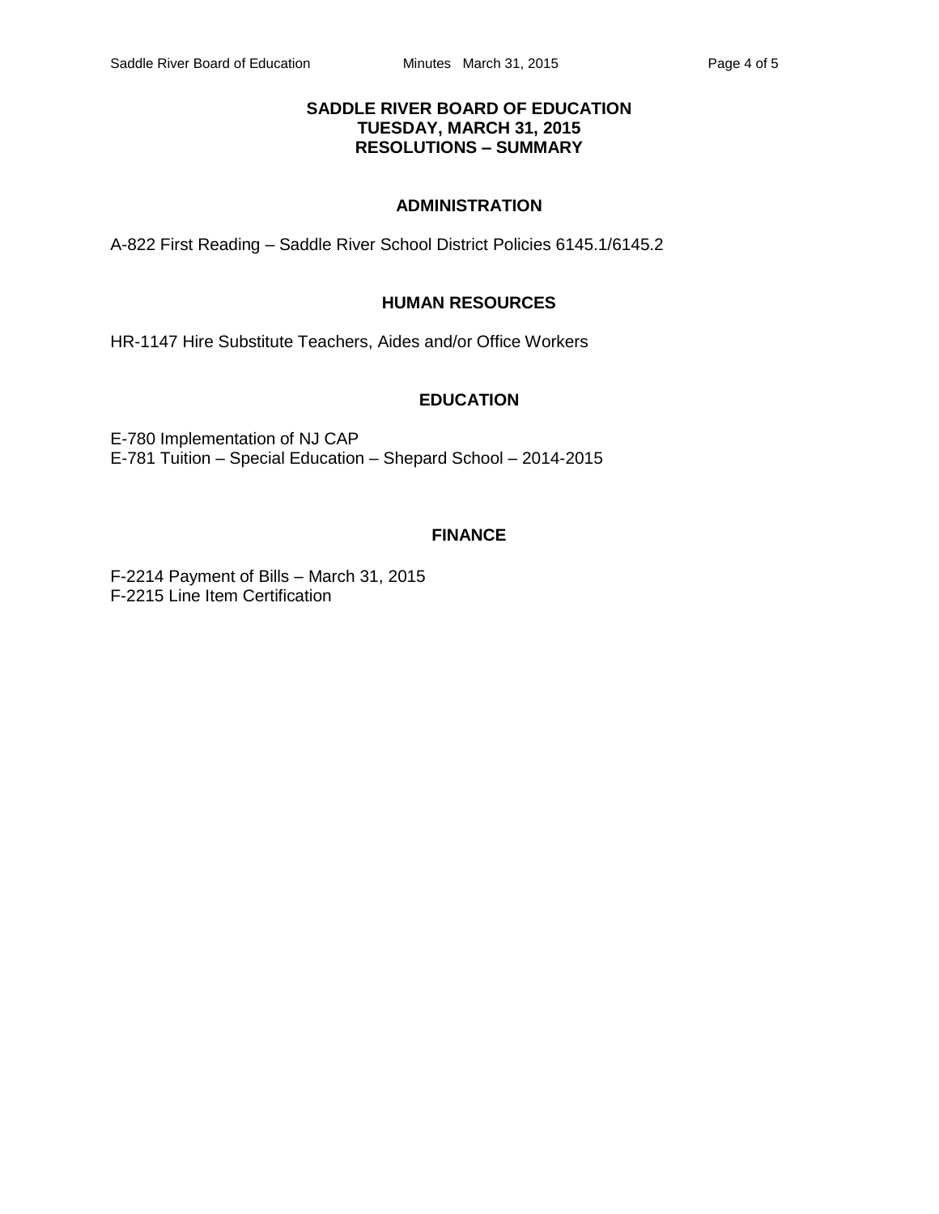# SADDLE RIVER BOARD OF EDUCATION
## TUESDAY, MARCH 31, 2015
## RESOLUTIONS – SUMMARY

### ADMINISTRATION

A-822 First Reading – Saddle River School District Policies 6145.1/6145.2

### HUMAN RESOURCES

HR-1147 Hire Substitute Teachers, Aides and/or Office Workers

### EDUCATION

E-780 Implementation of NJ CAP
E-781 Tuition – Special Education – Shepard School – 2014-2015

### FINANCE

F-2214 Payment of Bills – March 31, 2015
F-2215 Line Item Certification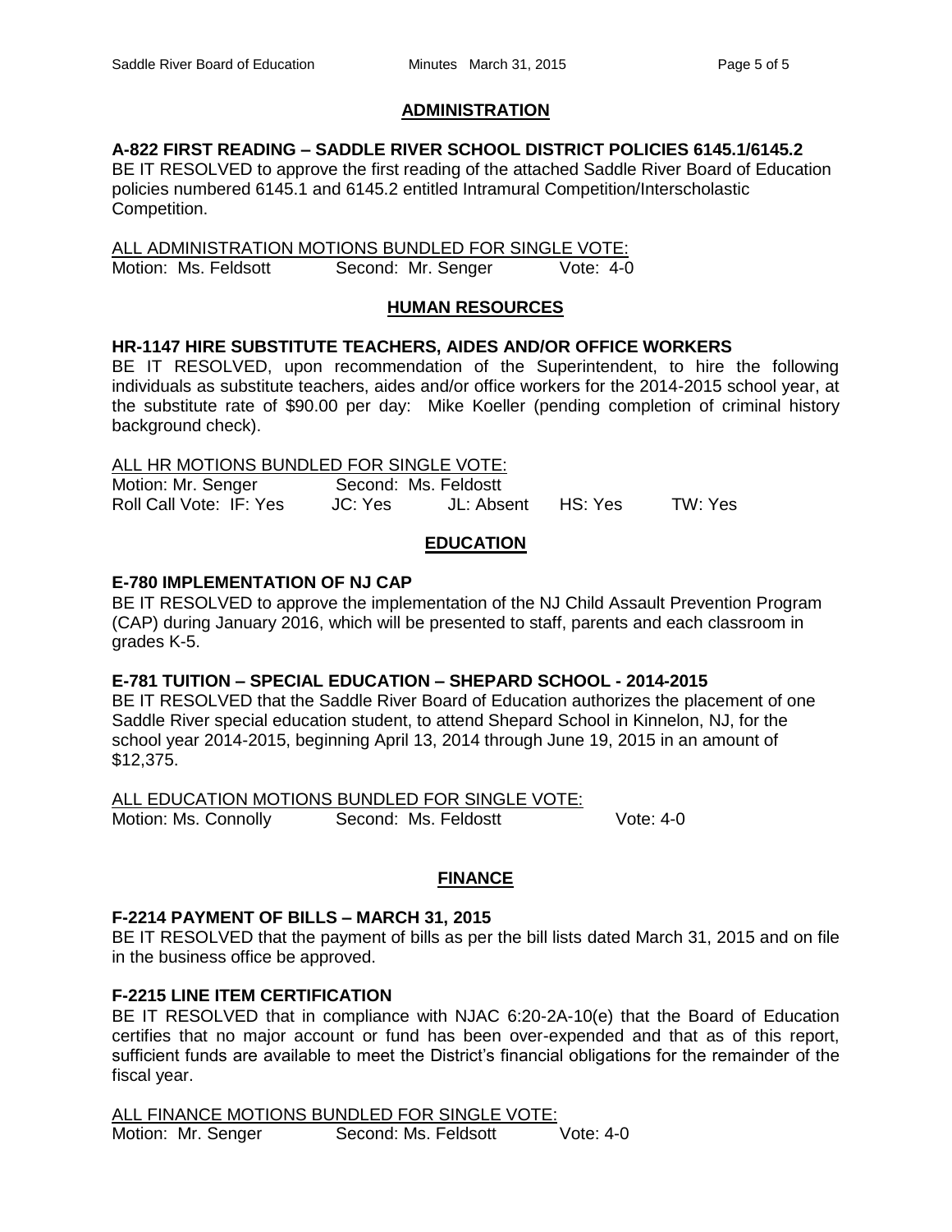## ADMINISTRATION

**A-822 FIRST READING – SADDLE RIVER SCHOOL DISTRICT POLICIES 6145.1/6145.2**

BE IT RESOLVED to approve the first reading of the attached Saddle River Board of Education policies numbered 6145.1 and 6145.2 entitled Intramural Competition/Interscholastic Competition.

ALL ADMINISTRATION MOTIONS BUNDLED FOR SINGLE VOTE:
Motion: Ms. Feldsott Second: Mr. Senger Vote: 4-0

## HUMAN RESOURCES

**HR-1147 HIRE SUBSTITUTE TEACHERS, AIDES AND/OR OFFICE WORKERS**

BE IT RESOLVED, upon recommendation of the Superintendent, to hire the following individuals as substitute teachers, aides and/or office workers for the 2014-2015 school year, at the substitute rate of $90.00 per day: Mike Koeller (pending completion of criminal history background check).

ALL HR MOTIONS BUNDLED FOR SINGLE VOTE:
Motion: Mr. Senger Second: Ms. Feldostt
Roll Call Vote: IF: Yes JC: Yes JL: Absent HS: Yes TW: Yes

## EDUCATION

**E-780 IMPLEMENTATION OF NJ CAP**

BE IT RESOLVED to approve the implementation of the NJ Child Assault Prevention Program (CAP) during January 2016, which will be presented to staff, parents and each classroom in grades K-5.

**E-781 TUITION – SPECIAL EDUCATION – SHEPARD SCHOOL - 2014-2015**

BE IT RESOLVED that the Saddle River Board of Education authorizes the placement of one Saddle River special education student, to attend Shepard School in Kinnelon, NJ, for the school year 2014-2015, beginning April 13, 2014 through June 19, 2015 in an amount of $12,375.

ALL EDUCATION MOTIONS BUNDLED FOR SINGLE VOTE:
Motion: Ms. Connolly Second: Ms. Feldostt Vote: 4-0

## FINANCE

**F-2214 PAYMENT OF BILLS – MARCH 31, 2015**

BE IT RESOLVED that the payment of bills as per the bill lists dated March 31, 2015 and on file in the business office be approved.

**F-2215 LINE ITEM CERTIFICATION**

BE IT RESOLVED that in compliance with NJAC 6:20-2A-10(e) that the Board of Education certifies that no major account or fund has been over-expended and that as of this report, sufficient funds are available to meet the District's financial obligations for the remainder of the fiscal year.

ALL FINANCE MOTIONS BUNDLED FOR SINGLE VOTE:
Motion: Mr. Senger Second: Ms. Feldsott Vote: 4-0